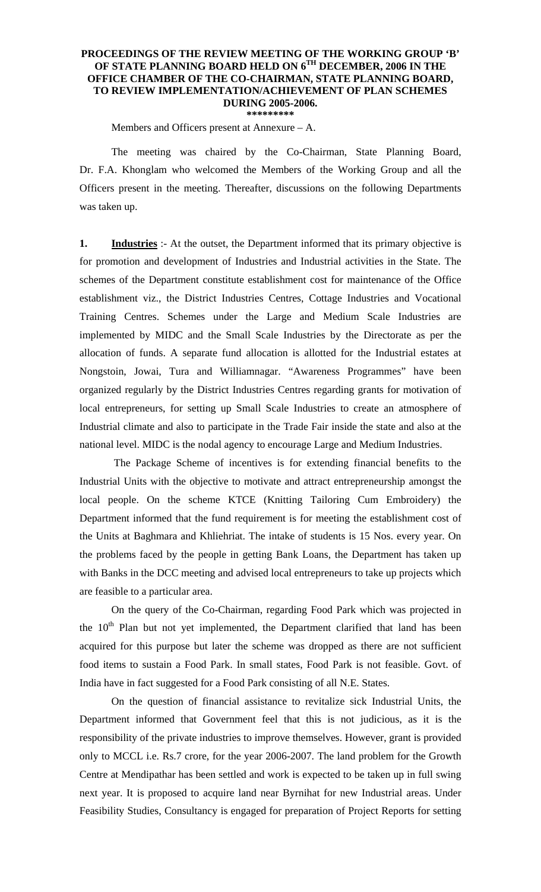**PROCEEDINGS OF THE REVIEW MEETING OF THE WORKING GROUP 'B' OF STATE PLANNING BOARD HELD ON 6TH DECEMBER, 2006 IN THE OFFICE CHAMBER OF THE CO-CHAIRMAN, STATE PLANNING BOARD, TO REVIEW IMPLEMENTATION/ACHIEVEMENT OF PLAN SCHEMES DURING 2005-2006.**

*********

Members and Officers present at Annexure – A.

The meeting was chaired by the Co-Chairman, State Planning Board, Dr. F.A. Khonglam who welcomed the Members of the Working Group and all the Officers present in the meeting. Thereafter, discussions on the following Departments was taken up.

**1. Industries** :- At the outset, the Department informed that its primary objective is for promotion and development of Industries and Industrial activities in the State. The schemes of the Department constitute establishment cost for maintenance of the Office establishment viz., the District Industries Centres, Cottage Industries and Vocational Training Centres. Schemes under the Large and Medium Scale Industries are implemented by MIDC and the Small Scale Industries by the Directorate as per the allocation of funds. A separate fund allocation is allotted for the Industrial estates at Nongstoin, Jowai, Tura and Williamnagar. "Awareness Programmes" have been organized regularly by the District Industries Centres regarding grants for motivation of local entrepreneurs, for setting up Small Scale Industries to create an atmosphere of Industrial climate and also to participate in the Trade Fair inside the state and also at the national level. MIDC is the nodal agency to encourage Large and Medium Industries.

The Package Scheme of incentives is for extending financial benefits to the Industrial Units with the objective to motivate and attract entrepreneurship amongst the local people. On the scheme KTCE (Knitting Tailoring Cum Embroidery) the Department informed that the fund requirement is for meeting the establishment cost of the Units at Baghmara and Khliehriat. The intake of students is 15 Nos. every year. On the problems faced by the people in getting Bank Loans, the Department has taken up with Banks in the DCC meeting and advised local entrepreneurs to take up projects which are feasible to a particular area.

On the query of the Co-Chairman, regarding Food Park which was projected in the 10th Plan but not yet implemented, the Department clarified that land has been acquired for this purpose but later the scheme was dropped as there are not sufficient food items to sustain a Food Park. In small states, Food Park is not feasible. Govt. of India have in fact suggested for a Food Park consisting of all N.E. States.

On the question of financial assistance to revitalize sick Industrial Units, the Department informed that Government feel that this is not judicious, as it is the responsibility of the private industries to improve themselves. However, grant is provided only to MCCL i.e. Rs.7 crore, for the year 2006-2007. The land problem for the Growth Centre at Mendipathar has been settled and work is expected to be taken up in full swing next year. It is proposed to acquire land near Byrnihat for new Industrial areas. Under Feasibility Studies, Consultancy is engaged for preparation of Project Reports for setting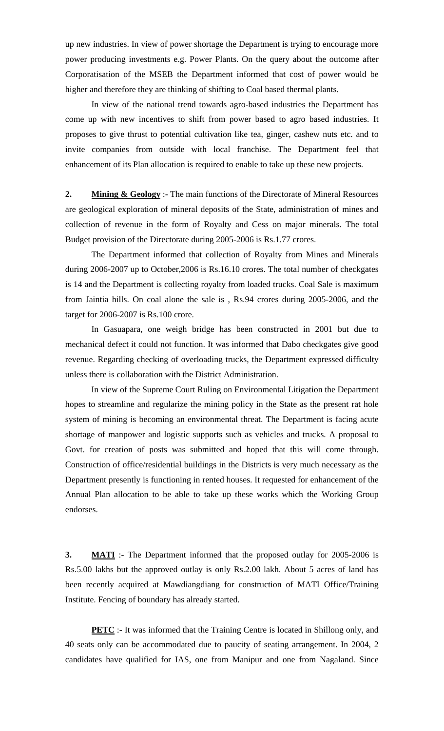up new industries. In view of power shortage the Department is trying to encourage more power producing investments e.g. Power Plants. On the query about the outcome after Corporatisation of the MSEB the Department informed that cost of power would be higher and therefore they are thinking of shifting to Coal based thermal plants.

In view of the national trend towards agro-based industries the Department has come up with new incentives to shift from power based to agro based industries. It proposes to give thrust to potential cultivation like tea, ginger, cashew nuts etc. and to invite companies from outside with local franchise. The Department feel that enhancement of its Plan allocation is required to enable to take up these new projects.

**2.** **<u>Mining & Geology</u>** :- The main functions of the Directorate of Mineral Resources are geological exploration of mineral deposits of the State, administration of mines and collection of revenue in the form of Royalty and Cess on major minerals. The total Budget provision of the Directorate during 2005-2006 is Rs.1.77 crores.

The Department informed that collection of Royalty from Mines and Minerals during 2006-2007 up to October,2006 is Rs.16.10 crores. The total number of checkgates is 14 and the Department is collecting royalty from loaded trucks. Coal Sale is maximum from Jaintia hills. On coal alone the sale is , Rs.94 crores during 2005-2006, and the target for 2006-2007 is Rs.100 crore.

In Gasuapara, one weigh bridge has been constructed in 2001 but due to mechanical defect it could not function. It was informed that Dabo checkgates give good revenue. Regarding checking of overloading trucks, the Department expressed difficulty unless there is collaboration with the District Administration.

In view of the Supreme Court Ruling on Environmental Litigation the Department hopes to streamline and regularize the mining policy in the State as the present rat hole system of mining is becoming an environmental threat. The Department is facing acute shortage of manpower and logistic supports such as vehicles and trucks. A proposal to Govt. for creation of posts was submitted and hoped that this will come through. Construction of office/residential buildings in the Districts is very much necessary as the Department presently is functioning in rented houses. It requested for enhancement of the Annual Plan allocation to be able to take up these works which the Working Group endorses.

**3.** **<u>MATI</u>** :- The Department informed that the proposed outlay for 2005-2006 is Rs.5.00 lakhs but the approved outlay is only Rs.2.00 lakh. About 5 acres of land has been recently acquired at Mawdiangdiang for construction of MATI Office/Training Institute. Fencing of boundary has already started.

**<u>PETC</u>** :- It was informed that the Training Centre is located in Shillong only, and 40 seats only can be accommodated due to paucity of seating arrangement. In 2004, 2 candidates have qualified for IAS, one from Manipur and one from Nagaland. Since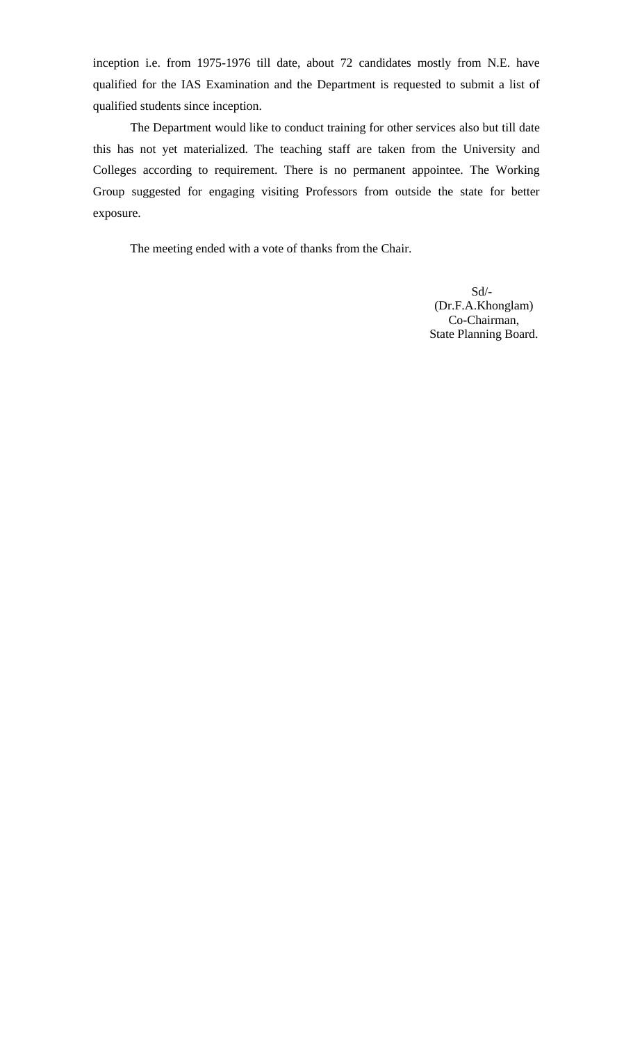inception i.e. from 1975-1976 till date, about 72 candidates mostly from N.E. have qualified for the IAS Examination and the Department is requested to submit a list of qualified students since inception.

The Department would like to conduct training for other services also but till date this has not yet materialized. The teaching staff are taken from the University and Colleges according to requirement. There is no permanent appointee. The Working Group suggested for engaging visiting Professors from outside the state for better exposure.

The meeting ended with a vote of thanks from the Chair.

Sd/-
(Dr.F.A.Khonglam)
Co-Chairman,
State Planning Board.